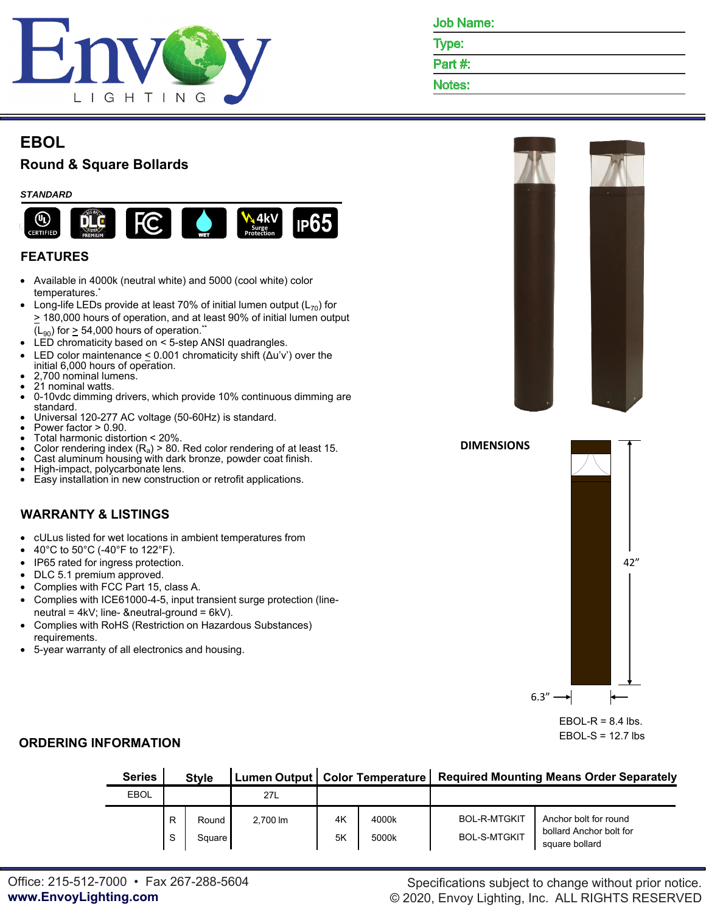Envoy LIGHTING

Job Name:

Type:

Part #:

Notes:

# EBOL

## Round & Square Bollards

*STANDARD*

UL CERTIFIED | DLC PREMIUM | FC | WET | 4kV Surge Protection | IP65

## FEATURES

- Available in 4000k (neutral white) and 5000 (cool white) color temperatures.*
- Long-life LEDs provide at least 70% of initial lumen output ($L_{70}$) for ≥ 180,000 hours of operation, and at least 90% of initial lumen output ($L_{90}$) for ≥ 54,000 hours of operation.**
- LED chromaticity based on < 5-step ANSI quadrangles.
- LED color maintenance ≤ 0.001 chromaticity shift (Δu'v') over the initial 6,000 hours of operation.
- 2,700 nominal lumens.
- 21 nominal watts.
- 0-10vdc dimming drivers, which provide 10% continuous dimming are standard.
- Universal 120-277 AC voltage (50-60Hz) is standard.
- Power factor > 0.90.
- Total harmonic distortion < 20%.
- Color rendering index ($R_a$) > 80. Red color rendering of at least 15.
- Cast aluminum housing with dark bronze, powder coat finish.
- High-impact, polycarbonate lens.
- Easy installation in new construction or retrofit applications.

## WARRANTY & LISTINGS

- cULus listed for wet locations in ambient temperatures from
- 40°C to 50°C (-40°F to 122°F).
- IP65 rated for ingress protection.
- DLC 5.1 premium approved.
- Complies with FCC Part 15, class A.
- Complies with ICE61000-4-5, input transient surge protection (line-neutral = 4kV; line- &neutral-ground = 6kV).
- Complies with RoHS (Restriction on Hazardous Substances) requirements.
- 5-year warranty of all electronics and housing.

## DIMENSIONS

42”

6.3”

EBOL-R = 8.4 lbs.
EBOL-S = 12.7 lbs

## ORDERING INFORMATION

| Series | Style | | Lumen Output | Color Temperature | | Required Mounting Means Order Separately | |
|---|---|---|---|---|---|---|---|
| EBOL | | | 27L | | | | |
| | R | Round | 2,700 lm | 4K | 4000k | BOL-R-MTGKIT | Anchor bolt for round bollard |
| | S | Square | | 5K | 5000k | BOL-S-MTGKIT | Anchor bolt for square bollard |

Office: 215-512-7000 • Fax 267-288-5604
www.EnvoyLighting.com

Specifications subject to change without prior notice.
© 2020, Envoy Lighting, Inc. ALL RIGHTS RESERVED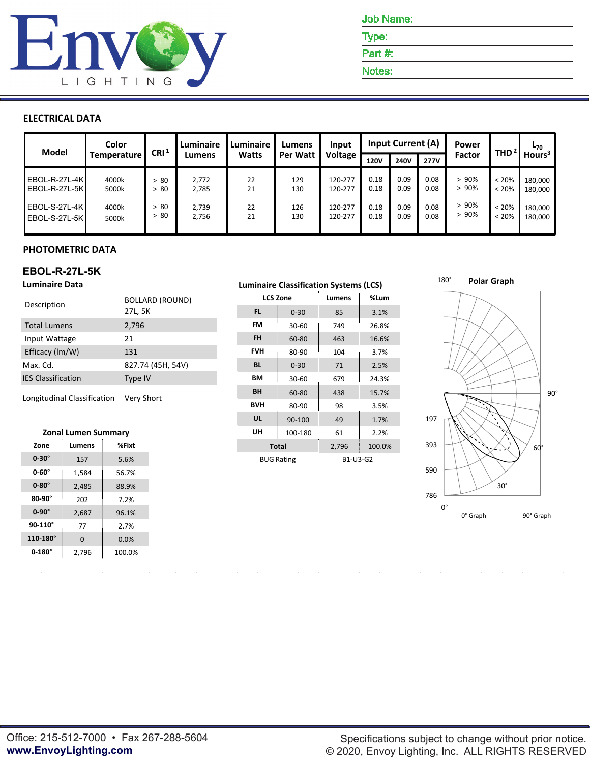Job Name:

Type:

Part #:

Notes:

## ELECTRICAL DATA

| Model | Color Temperature | CRI[1] | Luminaire Lumens | Luminaire Watts | Lumens Per Watt | Input Voltage | Input Current (A) | | | Power Factor | THD[2] | $L_{70}$ Hours[3] |
|---|---|---|---|---|---|---|---|---|---|---|---|---|
| | | | | | | | 120V | 240V | 277V | | | |
| EBOL-R-27L-4K | 4000k | > 80 | 2,772 | 22 | 129 | 120-277 | 0.18 | 0.09 | 0.08 | > 90% | < 20% | 180,000 |
| EBOL-R-27L-5K | 5000k | > 80 | 2,785 | 21 | 130 | 120-277 | 0.18 | 0.09 | 0.08 | > 90% | < 20% | 180,000 |
| EBOL-S-27L-4K | 4000k | > 80 | 2,739 | 22 | 126 | 120-277 | 0.18 | 0.09 | 0.08 | > 90% | < 20% | 180,000 |
| EBOL-S-27L-5K | 5000k | > 80 | 2,756 | 21 | 130 | 120-277 | 0.18 | 0.09 | 0.08 | > 90% | < 20% | 180,000 |

## PHOTOMETRIC DATA

### EBOL-R-27L-5K

**Luminaire Data**

| | |
|---|---|
| Description | BOLLARD (ROUND) 27L, 5K |
| Total Lumens | 2,796 |
| Input Wattage | 21 |
| Efficacy (lm/W) | 131 |
| Max. Cd. | 827.74 (45H, 54V) |
| IES Classification | Type IV |
| Longitudinal Classification | Very Short |

**Zonal Lumen Summary**

| Zone | Lumens | %Fixt |
|---|---|---|
| 0-30° | 157 | 5.6% |
| 0-60° | 1,584 | 56.7% |
| 0-80° | 2,485 | 88.9% |
| 80-90° | 202 | 7.2% |
| 0-90° | 2,687 | 96.1% |
| 90-110° | 77 | 2.7% |
| 110-180° | 0 | 0.0% |
| 0-180° | 2,796 | 100.0% |

**Luminaire Classification Systems (LCS)**

| LCS Zone | | Lumens | %Lum |
|---|---|---|---|
| FL | 0-30 | 85 | 3.1% |
| FM | 30-60 | 749 | 26.8% |
| FH | 60-80 | 463 | 16.6% |
| FVH | 80-90 | 104 | 3.7% |
| BL | 0-30 | 71 | 2.5% |
| BM | 30-60 | 679 | 24.3% |
| BH | 60-80 | 438 | 15.7% |
| BVH | 80-90 | 98 | 3.5% |
| UL | 90-100 | 49 | 1.7% |
| UH | 100-180 | 61 | 2.2% |
| Total | | 2,796 | 100.0% |
| BUG Rating | | B1-U3-G2 | |

**Polar Graph**

180° 90° 60° 30° 0° 197 393 590 786

0° Graph ----- 90° Graph

Office: 215-512-7000 • Fax 267-288-5604
**www.EnvoyLighting.com**

Specifications subject to change without prior notice.
© 2020, Envoy Lighting, Inc. ALL RIGHTS RESERVED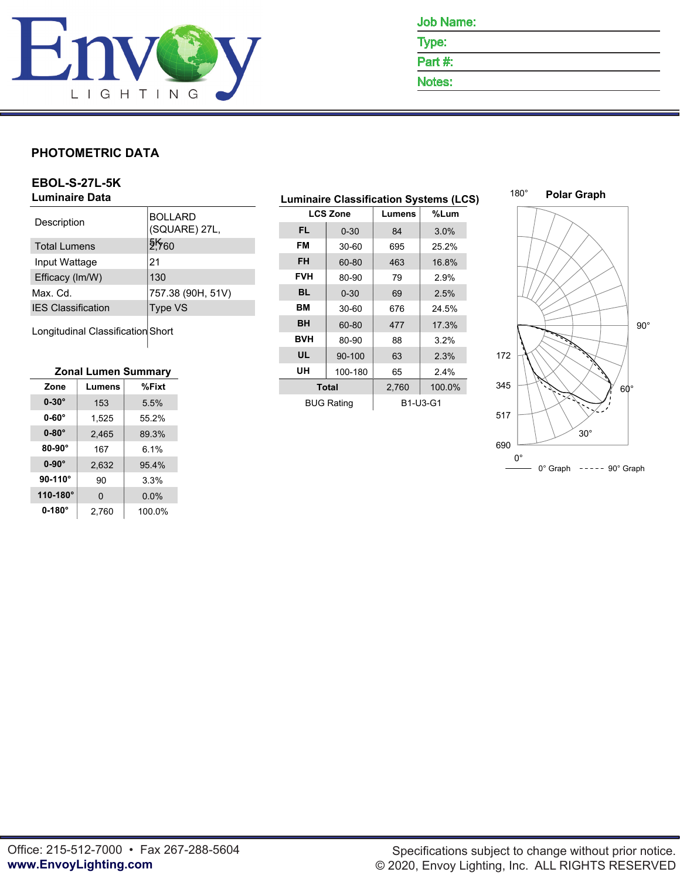Job Name:

Type:

Part #:

Notes:

## PHOTOMETRIC DATA

### EBOL-S-27L-5K

**Luminaire Data**

| | |
|---|---|
| Description | BOLLARD (SQUARE) 27L, 5K |
| Total Lumens | 2,760 |
| Input Wattage | 21 |
| Efficacy (lm/W) | 130 |
| Max. Cd. | 757.38 (90H, 51V) |
| IES Classification | Type VS |
| Longitudinal Classification | Short |

**Zonal Lumen Summary**

| Zone | Lumens | %Fixt |
|---|---|---|
| 0-30° | 153 | 5.5% |
| 0-60° | 1,525 | 55.2% |
| 0-80° | 2,465 | 89.3% |
| 80-90° | 167 | 6.1% |
| 0-90° | 2,632 | 95.4% |
| 90-110° | 90 | 3.3% |
| 110-180° | 0 | 0.0% |
| 0-180° | 2,760 | 100.0% |

**Luminaire Classification Systems (LCS)**

| LCS Zone | | Lumens | %Lum |
|---|---|---|---|
| FL | 0-30 | 84 | 3.0% |
| FM | 30-60 | 695 | 25.2% |
| FH | 60-80 | 463 | 16.8% |
| FVH | 80-90 | 79 | 2.9% |
| BL | 0-30 | 69 | 2.5% |
| BM | 30-60 | 676 | 24.5% |
| BH | 60-80 | 477 | 17.3% |
| BVH | 80-90 | 88 | 3.2% |
| UL | 90-100 | 63 | 2.3% |
| UH | 100-180 | 65 | 2.4% |
| Total | | 2,760 | 100.0% |
| BUG Rating | | B1-U3-G1 | |

**Polar Graph**

180°

90°

172

345

517

690

60°

30°

0°

0° Graph

90° Graph

Office: 215-512-7000 • Fax 267-288-5604

www.EnvoyLighting.com

Specifications subject to change without prior notice.

© 2020, Envoy Lighting, Inc. ALL RIGHTS RESERVED